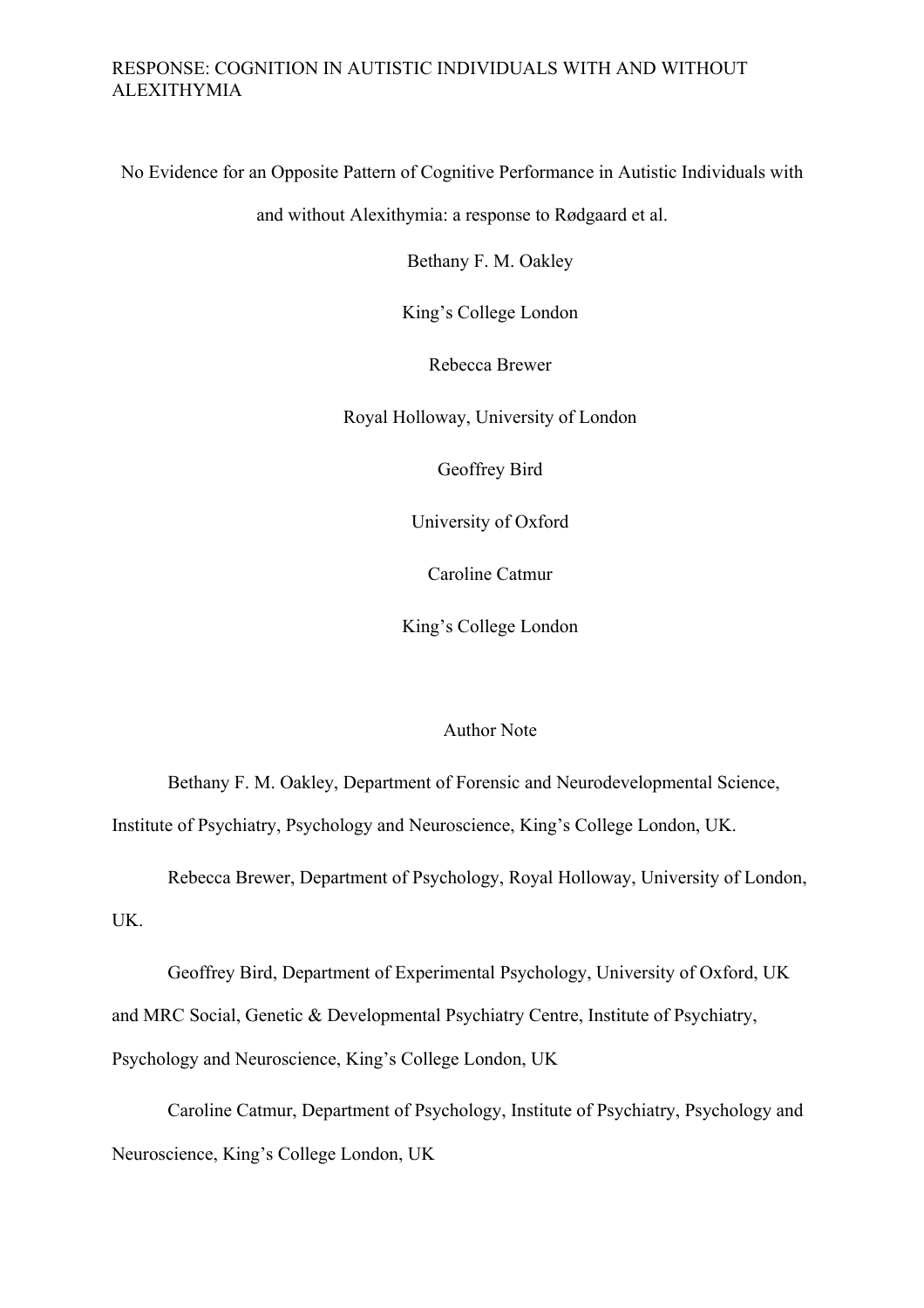# No Evidence for an Opposite Pattern of Cognitive Performance in Autistic Individuals with and without Alexithymia: a response to Rødgaard et al.

Bethany F. M. Oakley

King's College London

Rebecca Brewer

Royal Holloway, University of London

Geoffrey Bird

University of Oxford

Caroline Catmur

King's College London

## Author Note

Bethany F. M. Oakley, Department of Forensic and Neurodevelopmental Science, Institute of Psychiatry, Psychology and Neuroscience, King's College London, UK.

Rebecca Brewer, Department of Psychology, Royal Holloway, University of London, UK.

Geoffrey Bird, Department of Experimental Psychology, University of Oxford, UK and MRC Social, Genetic & Developmental Psychiatry Centre, Institute of Psychiatry, Psychology and Neuroscience, King's College London, UK

Caroline Catmur, Department of Psychology, Institute of Psychiatry, Psychology and Neuroscience, King's College London, UK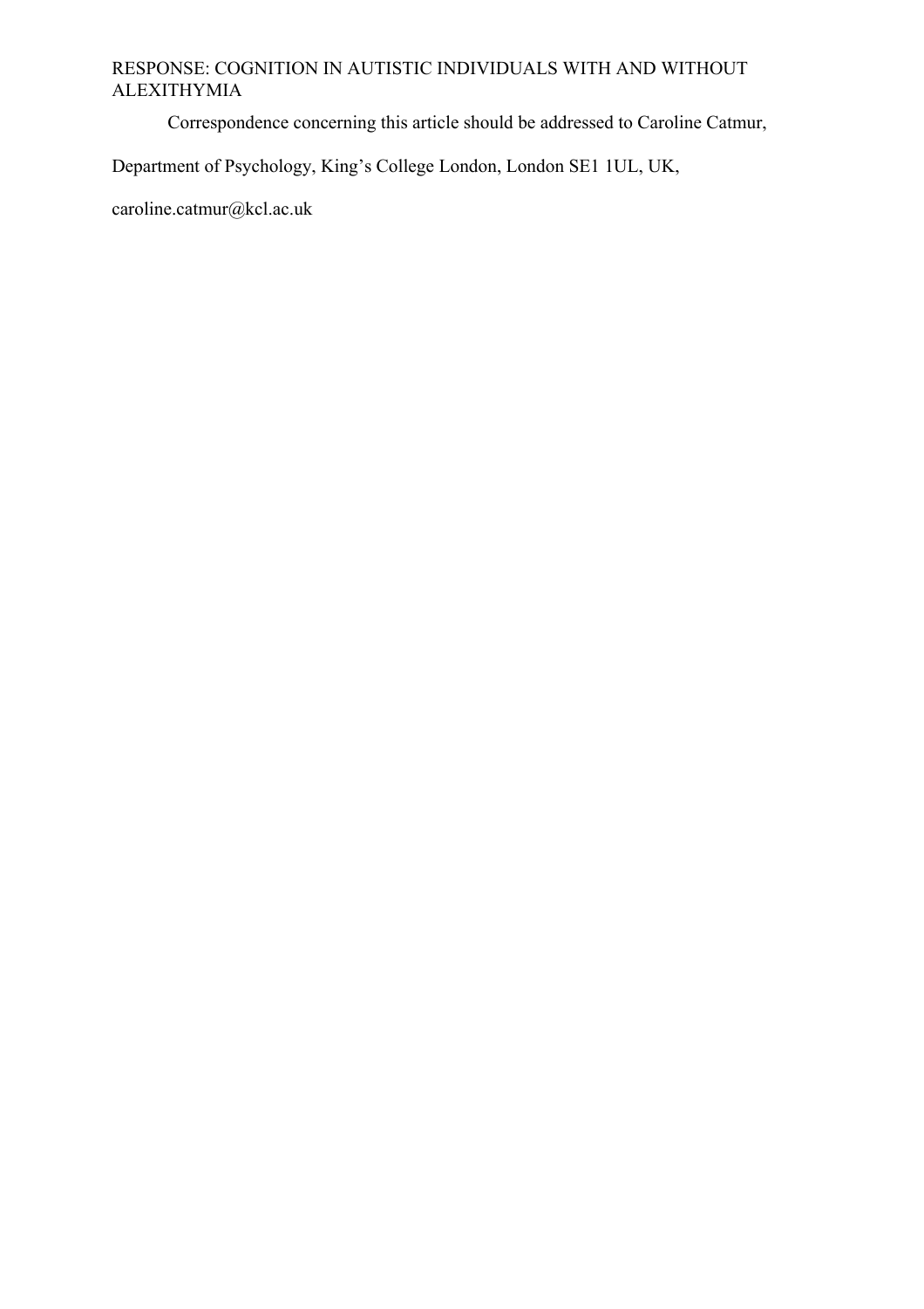Correspondence concerning this article should be addressed to Caroline Catmur, Department of Psychology, King's College London, London SE1 1UL, UK, caroline.catmur@kcl.ac.uk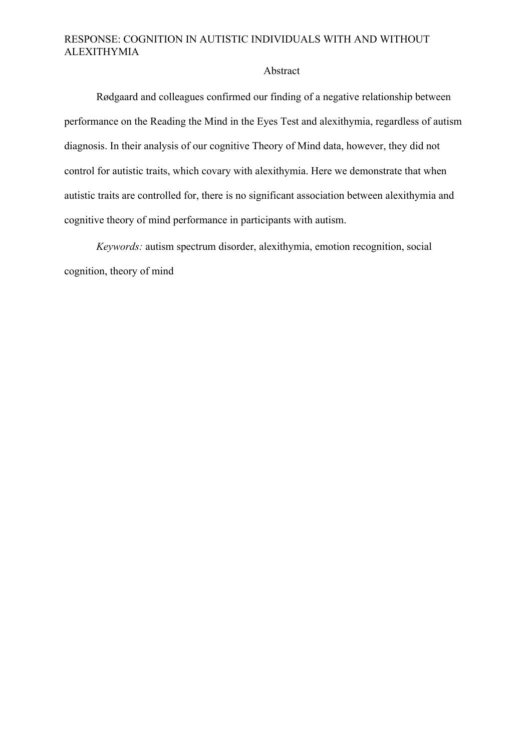## Abstract

Rødgaard and colleagues confirmed our finding of a negative relationship between performance on the Reading the Mind in the Eyes Test and alexithymia, regardless of autism diagnosis. In their analysis of our cognitive Theory of Mind data, however, they did not control for autistic traits, which covary with alexithymia. Here we demonstrate that when autistic traits are controlled for, there is no significant association between alexithymia and cognitive theory of mind performance in participants with autism.

*Keywords:* autism spectrum disorder, alexithymia, emotion recognition, social cognition, theory of mind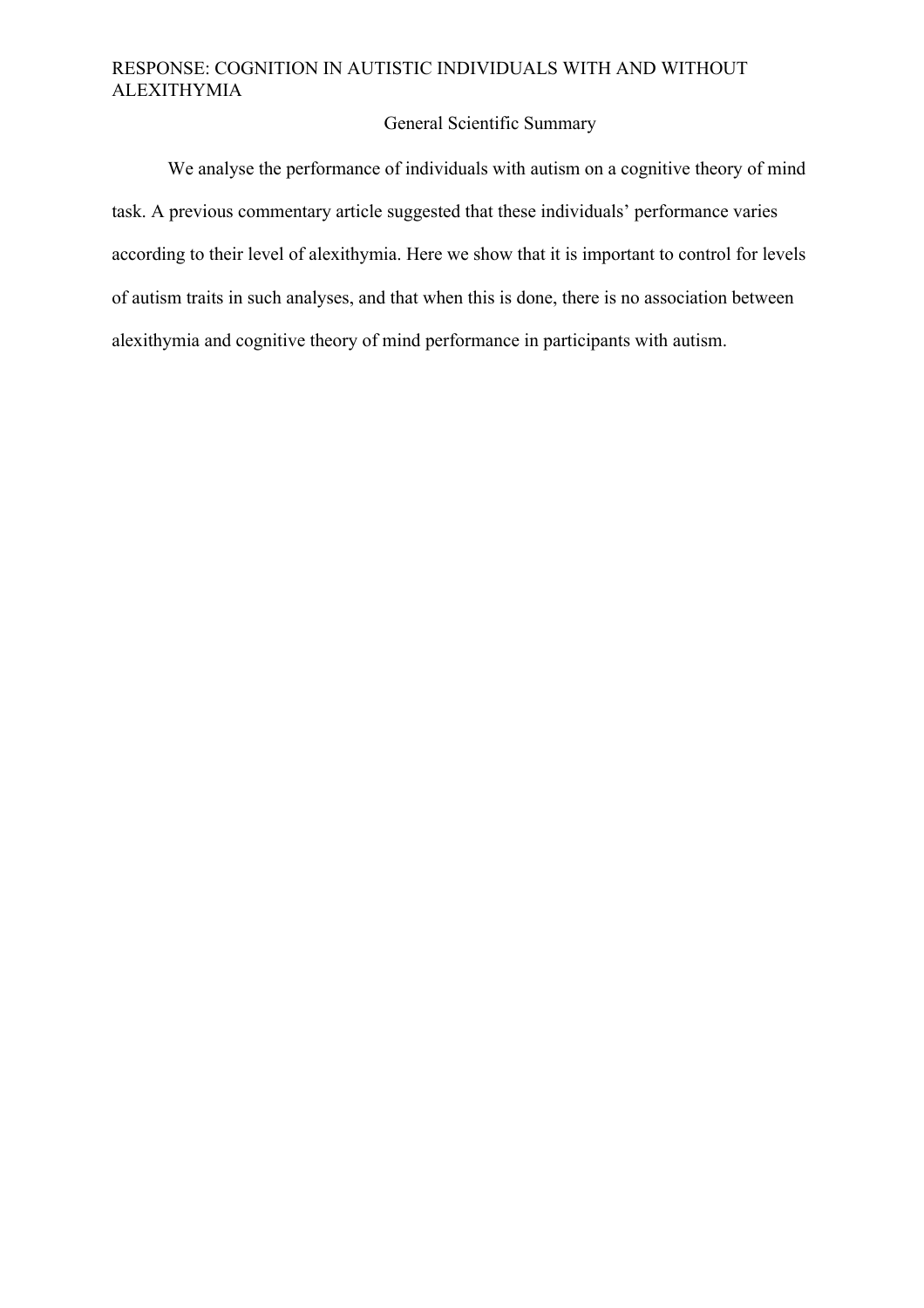## General Scientific Summary

We analyse the performance of individuals with autism on a cognitive theory of mind task. A previous commentary article suggested that these individuals' performance varies according to their level of alexithymia. Here we show that it is important to control for levels of autism traits in such analyses, and that when this is done, there is no association between alexithymia and cognitive theory of mind performance in participants with autism.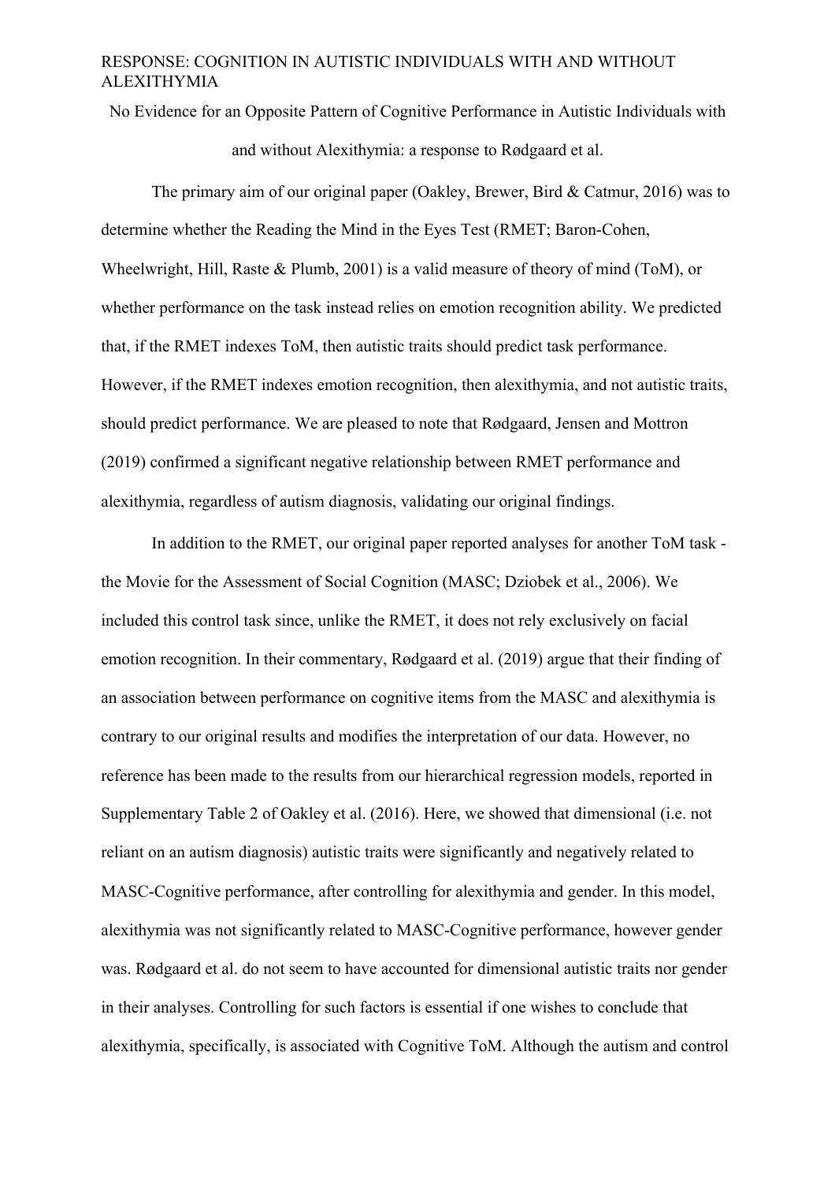No Evidence for an Opposite Pattern of Cognitive Performance in Autistic Individuals with and without Alexithymia: a response to Rødgaard et al.

The primary aim of our original paper (Oakley, Brewer, Bird & Catmur, 2016) was to determine whether the Reading the Mind in the Eyes Test (RMET; Baron-Cohen, Wheelwright, Hill, Raste & Plumb, 2001) is a valid measure of theory of mind (ToM), or whether performance on the task instead relies on emotion recognition ability. We predicted that, if the RMET indexes ToM, then autistic traits should predict task performance. However, if the RMET indexes emotion recognition, then alexithymia, and not autistic traits, should predict performance. We are pleased to note that Rødgaard, Jensen and Mottron (2019) confirmed a significant negative relationship between RMET performance and alexithymia, regardless of autism diagnosis, validating our original findings.

In addition to the RMET, our original paper reported analyses for another ToM task - the Movie for the Assessment of Social Cognition (MASC; Dziobek et al., 2006). We included this control task since, unlike the RMET, it does not rely exclusively on facial emotion recognition. In their commentary, Rødgaard et al. (2019) argue that their finding of an association between performance on cognitive items from the MASC and alexithymia is contrary to our original results and modifies the interpretation of our data. However, no reference has been made to the results from our hierarchical regression models, reported in Supplementary Table 2 of Oakley et al. (2016). Here, we showed that dimensional (i.e. not reliant on an autism diagnosis) autistic traits were significantly and negatively related to MASC-Cognitive performance, after controlling for alexithymia and gender. In this model, alexithymia was not significantly related to MASC-Cognitive performance, however gender was. Rødgaard et al. do not seem to have accounted for dimensional autistic traits nor gender in their analyses. Controlling for such factors is essential if one wishes to conclude that alexithymia, specifically, is associated with Cognitive ToM. Although the autism and control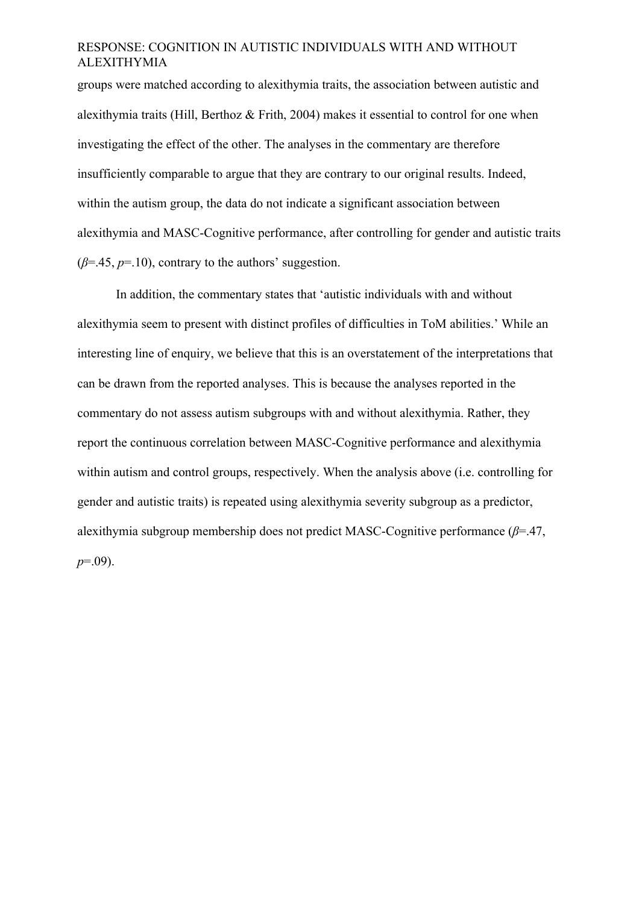groups were matched according to alexithymia traits, the association between autistic and alexithymia traits (Hill, Berthoz & Frith, 2004) makes it essential to control for one when investigating the effect of the other. The analyses in the commentary are therefore insufficiently comparable to argue that they are contrary to our original results. Indeed, within the autism group, the data do not indicate a significant association between alexithymia and MASC-Cognitive performance, after controlling for gender and autistic traits ($\beta$=.45, $p$=.10), contrary to the authors' suggestion.

In addition, the commentary states that 'autistic individuals with and without alexithymia seem to present with distinct profiles of difficulties in ToM abilities.' While an interesting line of enquiry, we believe that this is an overstatement of the interpretations that can be drawn from the reported analyses. This is because the analyses reported in the commentary do not assess autism subgroups with and without alexithymia. Rather, they report the continuous correlation between MASC-Cognitive performance and alexithymia within autism and control groups, respectively. When the analysis above (i.e. controlling for gender and autistic traits) is repeated using alexithymia severity subgroup as a predictor, alexithymia subgroup membership does not predict MASC-Cognitive performance ($\beta$=.47, $p$=.09).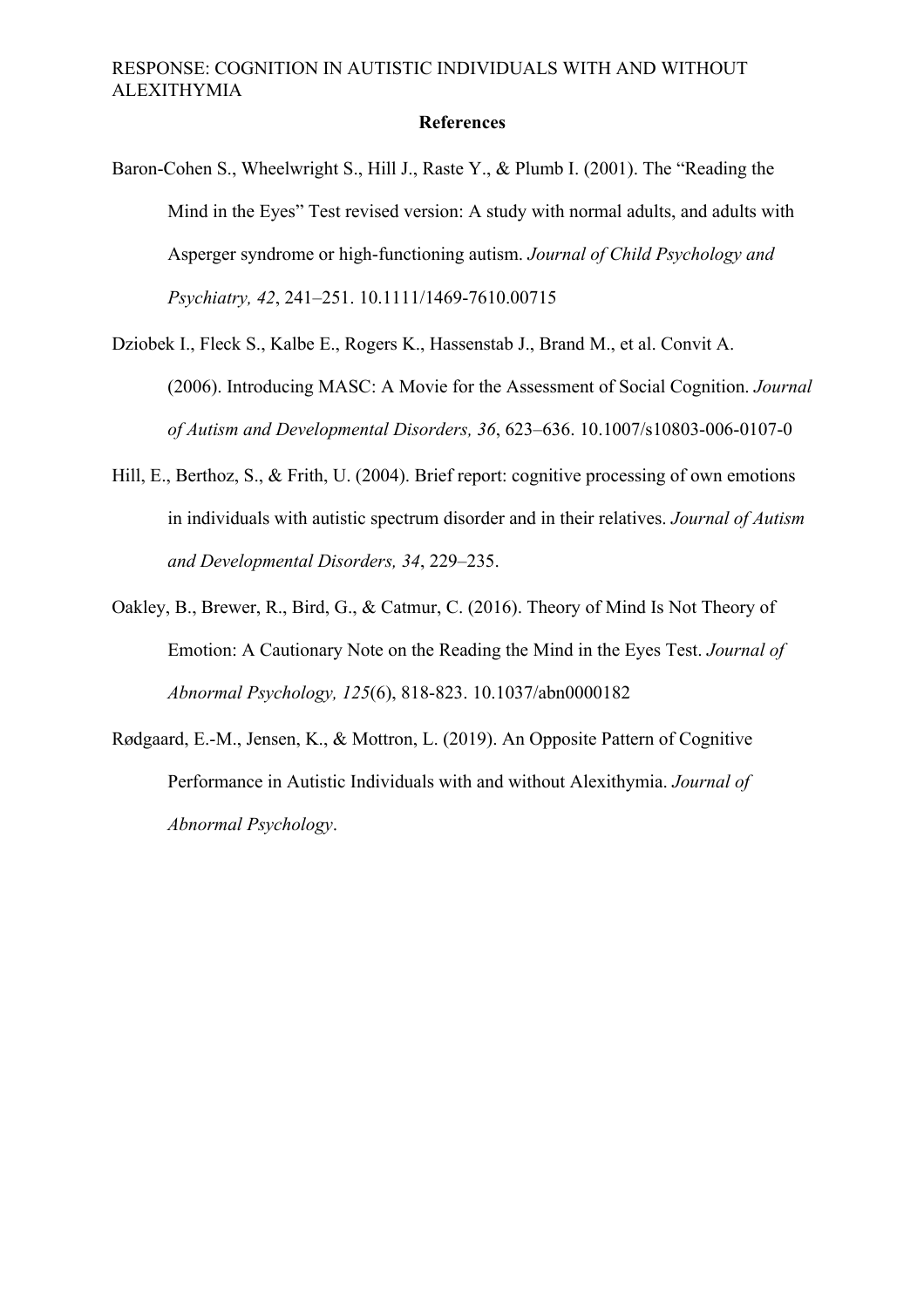**References**

Baron-Cohen S., Wheelwright S., Hill J., Raste Y., & Plumb I. (2001). The “Reading the Mind in the Eyes” Test revised version: A study with normal adults, and adults with Asperger syndrome or high-functioning autism. *Journal of Child Psychology and Psychiatry, 42*, 241–251. 10.1111/1469-7610.00715

Dziobek I., Fleck S., Kalbe E., Rogers K., Hassenstab J., Brand M., et al. Convit A. (2006). Introducing MASC: A Movie for the Assessment of Social Cognition. *Journal of Autism and Developmental Disorders, 36*, 623–636. 10.1007/s10803-006-0107-0

Hill, E., Berthoz, S., & Frith, U. (2004). Brief report: cognitive processing of own emotions in individuals with autistic spectrum disorder and in their relatives. *Journal of Autism and Developmental Disorders, 34*, 229–235.

Oakley, B., Brewer, R., Bird, G., & Catmur, C. (2016). Theory of Mind Is Not Theory of Emotion: A Cautionary Note on the Reading the Mind in the Eyes Test. *Journal of Abnormal Psychology, 125*(6), 818-823. 10.1037/abn0000182

Rødgaard, E.-M., Jensen, K., & Mottron, L. (2019). An Opposite Pattern of Cognitive Performance in Autistic Individuals with and without Alexithymia. *Journal of Abnormal Psychology*.